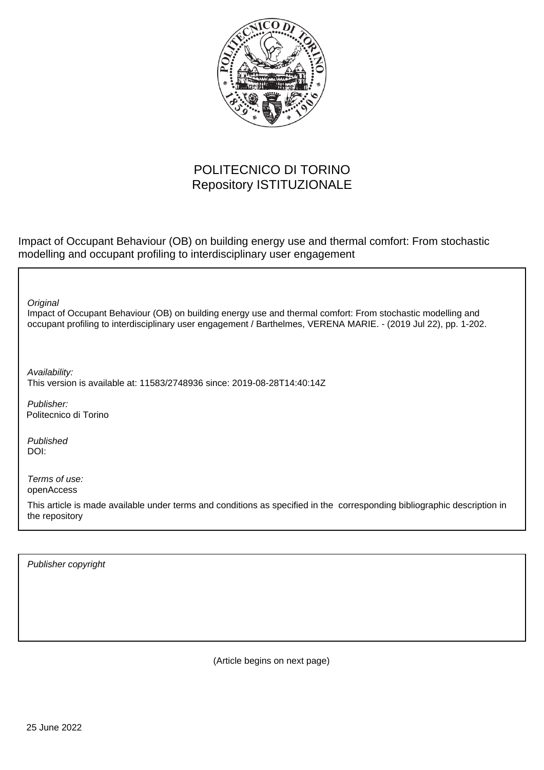POLITECNICO DI TORINO
Repository ISTITUZIONALE

Impact of Occupant Behaviour (OB) on building energy use and thermal comfort: From stochastic modelling and occupant profiling to interdisciplinary user engagement

*Original*
Impact of Occupant Behaviour (OB) on building energy use and thermal comfort: From stochastic modelling and occupant profiling to interdisciplinary user engagement / Barthelmes, VERENA MARIE. - (2019 Jul 22), pp. 1-202.

*Availability:*
This version is available at: 11583/2748936 since: 2019-08-28T14:40:14Z

*Publisher:*
Politecnico di Torino

*Published*
DOI:

*Terms of use:*
openAccess

This article is made available under terms and conditions as specified in the corresponding bibliographic description in the repository

*Publisher copyright*

(Article begins on next page)

25 June 2022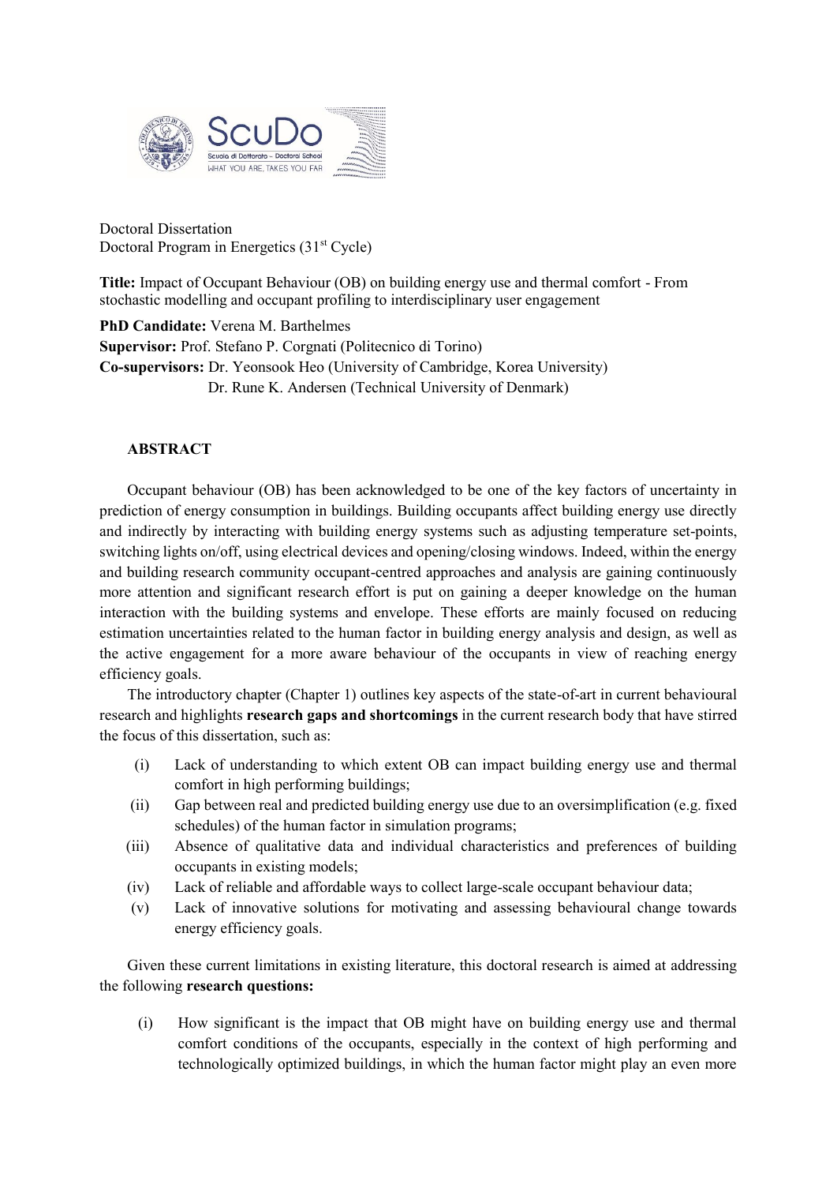Doctoral Dissertation
Doctoral Program in Energetics (31st Cycle)

**Title:** Impact of Occupant Behaviour (OB) on building energy use and thermal comfort - From stochastic modelling and occupant profiling to interdisciplinary user engagement

**PhD Candidate:** Verena M. Barthelmes
**Supervisor:** Prof. Stefano P. Corgnati (Politecnico di Torino)
**Co-supervisors:** Dr. Yeonsook Heo (University of Cambridge, Korea University)
Dr. Rune K. Andersen (Technical University of Denmark)

## ABSTRACT

Occupant behaviour (OB) has been acknowledged to be one of the key factors of uncertainty in prediction of energy consumption in buildings. Building occupants affect building energy use directly and indirectly by interacting with building energy systems such as adjusting temperature set-points, switching lights on/off, using electrical devices and opening/closing windows. Indeed, within the energy and building research community occupant-centred approaches and analysis are gaining continuously more attention and significant research effort is put on gaining a deeper knowledge on the human interaction with the building systems and envelope. These efforts are mainly focused on reducing estimation uncertainties related to the human factor in building energy analysis and design, as well as the active engagement for a more aware behaviour of the occupants in view of reaching energy efficiency goals.

The introductory chapter (Chapter 1) outlines key aspects of the state-of-art in current behavioural research and highlights **research gaps and shortcomings** in the current research body that have stirred the focus of this dissertation, such as:

(i) Lack of understanding to which extent OB can impact building energy use and thermal comfort in high performing buildings;
(ii) Gap between real and predicted building energy use due to an oversimplification (e.g. fixed schedules) of the human factor in simulation programs;
(iii) Absence of qualitative data and individual characteristics and preferences of building occupants in existing models;
(iv) Lack of reliable and affordable ways to collect large-scale occupant behaviour data;
(v) Lack of innovative solutions for motivating and assessing behavioural change towards energy efficiency goals.

Given these current limitations in existing literature, this doctoral research is aimed at addressing the following **research questions:**

(i) How significant is the impact that OB might have on building energy use and thermal comfort conditions of the occupants, especially in the context of high performing and technologically optimized buildings, in which the human factor might play an even more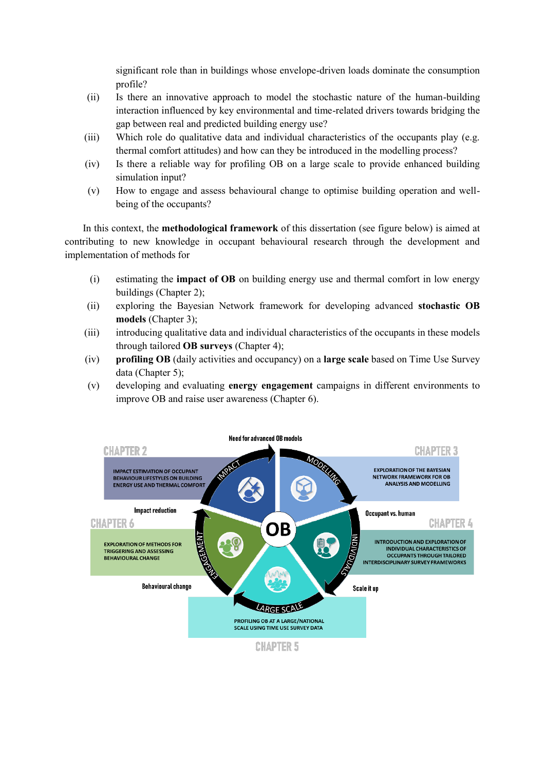significant role than in buildings whose envelope-driven loads dominate the consumption profile?

(ii) Is there an innovative approach to model the stochastic nature of the human-building interaction influenced by key environmental and time-related drivers towards bridging the gap between real and predicted building energy use?

(iii) Which role do qualitative data and individual characteristics of the occupants play (e.g. thermal comfort attitudes) and how can they be introduced in the modelling process?

(iv) Is there a reliable way for profiling OB on a large scale to provide enhanced building simulation input?

(v) How to engage and assess behavioural change to optimise building operation and well-being of the occupants?

In this context, the **methodological framework** of this dissertation (see figure below) is aimed at contributing to new knowledge in occupant behavioural research through the development and implementation of methods for

(i) estimating the **impact of OB** on building energy use and thermal comfort in low energy buildings (Chapter 2);

(ii) exploring the Bayesian Network framework for developing advanced **stochastic OB models** (Chapter 3);

(iii) introducing qualitative data and individual characteristics of the occupants in these models through tailored **OB surveys** (Chapter 4);

(iv) **profiling OB** (daily activities and occupancy) on a **large scale** based on Time Use Survey data (Chapter 5);

(v) developing and evaluating **energy engagement** campaigns in different environments to improve OB and raise user awareness (Chapter 6).

Need for advanced OB models

CHAPTER 2

IMPACT ESTIMATION OF OCCUPANT BEHAVIOUR LIFESTYLES ON BUILDING ENERGY USE AND THERMAL COMFORT

CHAPTER 3

EXPLORATION OF THE BAYESIAN NETWORK FRAMEWORK FOR OB ANALYSIS AND MODELLING

IMPACT

MODELLING

OB

Impact reduction

Occupant vs. human

CHAPTER 6

EXPLORATION OF METHODS FOR TRIGGERING AND ASSESSING BEHAVIOURAL CHANGE

CHAPTER 4

INTRODUCTION AND EXPLORATION OF INDIVIDUAL CHARACTERISTICS OF OCCUPANTS THROUGH TAILORED INTERDISCIPLINARY SURVEY FRAMEWORKS

ENGAGEMENT

INDIVIDUALS

Behavioural change

Scale it up

LARGE SCALE

PROFILING OB AT A LARGE/NATIONAL SCALE USING TIME USE SURVEY DATA

CHAPTER 5